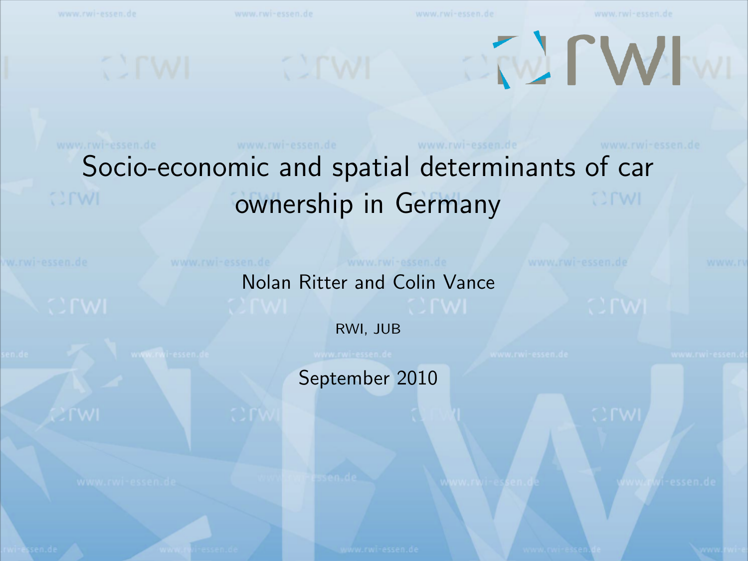# Socio-economic and spatial determinants of car ownership in Germany

Nolan Ritter and Colin Vance

RWI, JUB

September 2010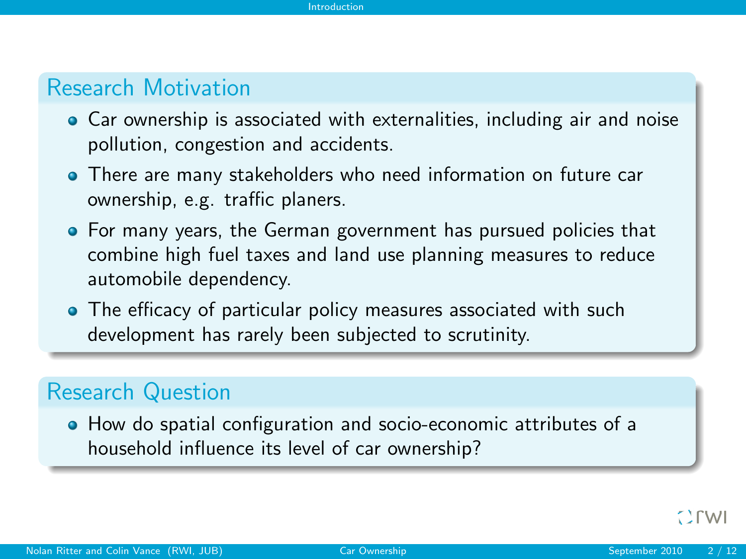## Research Motivation

- Car ownership is associated with externalities, including air and noise pollution, congestion and accidents.
- There are many stakeholders who need information on future car ownership, e.g. traffic planers.
- For many years, the German government has pursued policies that combine high fuel taxes and land use planning measures to reduce automobile dependency.
- The efficacy of particular policy measures associated with such development has rarely been subjected to scrutinity.

## Research Question

- How do spatial configuration and socio-economic attributes of a household influence its level of car ownership?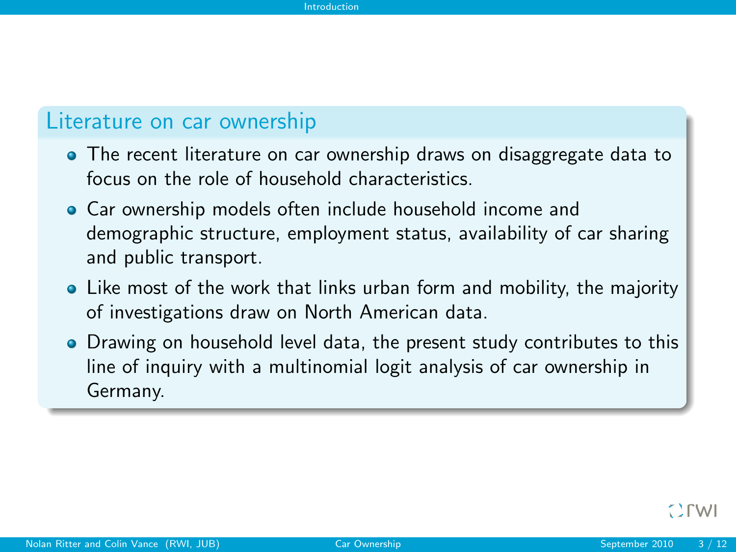## Literature on car ownership

- The recent literature on car ownership draws on disaggregate data to focus on the role of household characteristics.
- Car ownership models often include household income and demographic structure, employment status, availability of car sharing and public transport.
- Like most of the work that links urban form and mobility, the majority of investigations draw on North American data.
- Drawing on household level data, the present study contributes to this line of inquiry with a multinomial logit analysis of car ownership in Germany.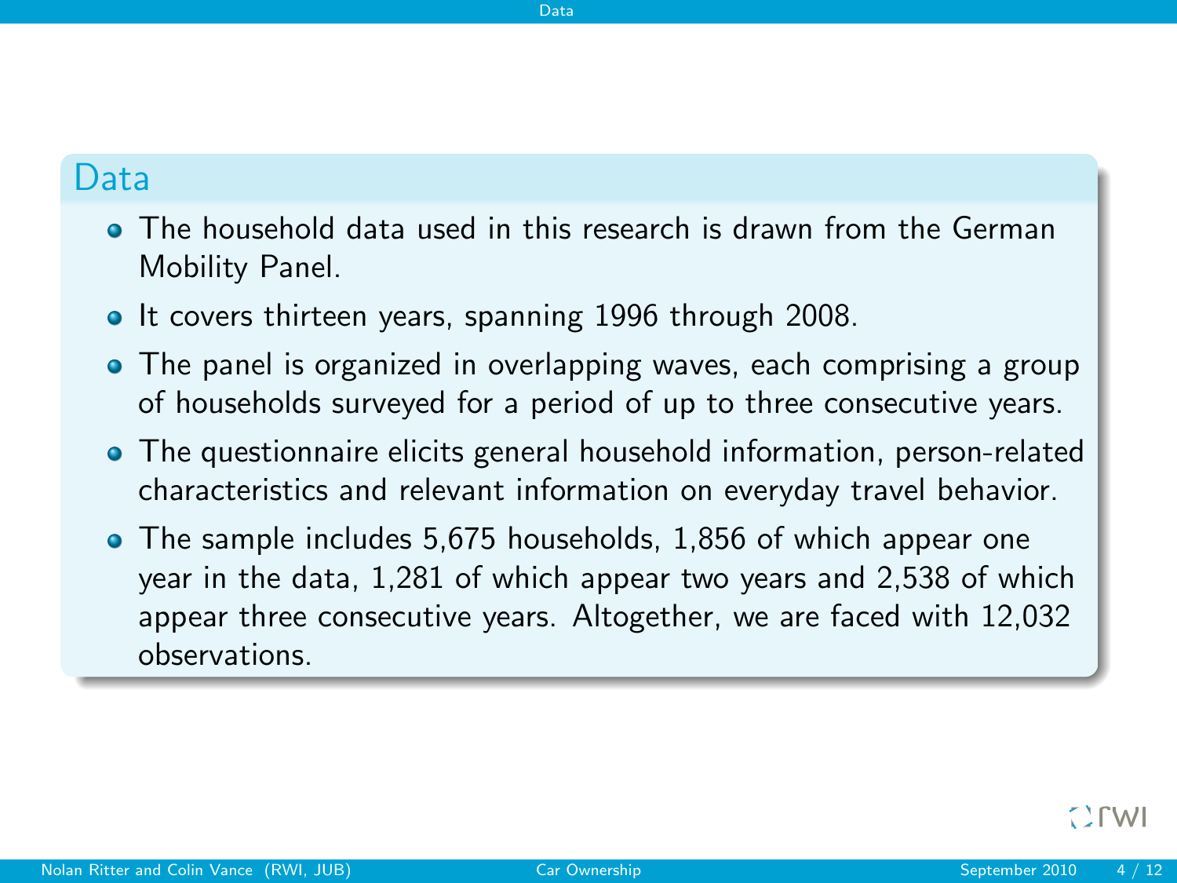## Data

- The household data used in this research is drawn from the German Mobility Panel.
- It covers thirteen years, spanning 1996 through 2008.
- The panel is organized in overlapping waves, each comprising a group of households surveyed for a period of up to three consecutive years.
- The questionnaire elicits general household information, person-related characteristics and relevant information on everyday travel behavior.
- The sample includes 5,675 households, 1,856 of which appear one year in the data, 1,281 of which appear two years and 2,538 of which appear three consecutive years. Altogether, we are faced with 12,032 observations.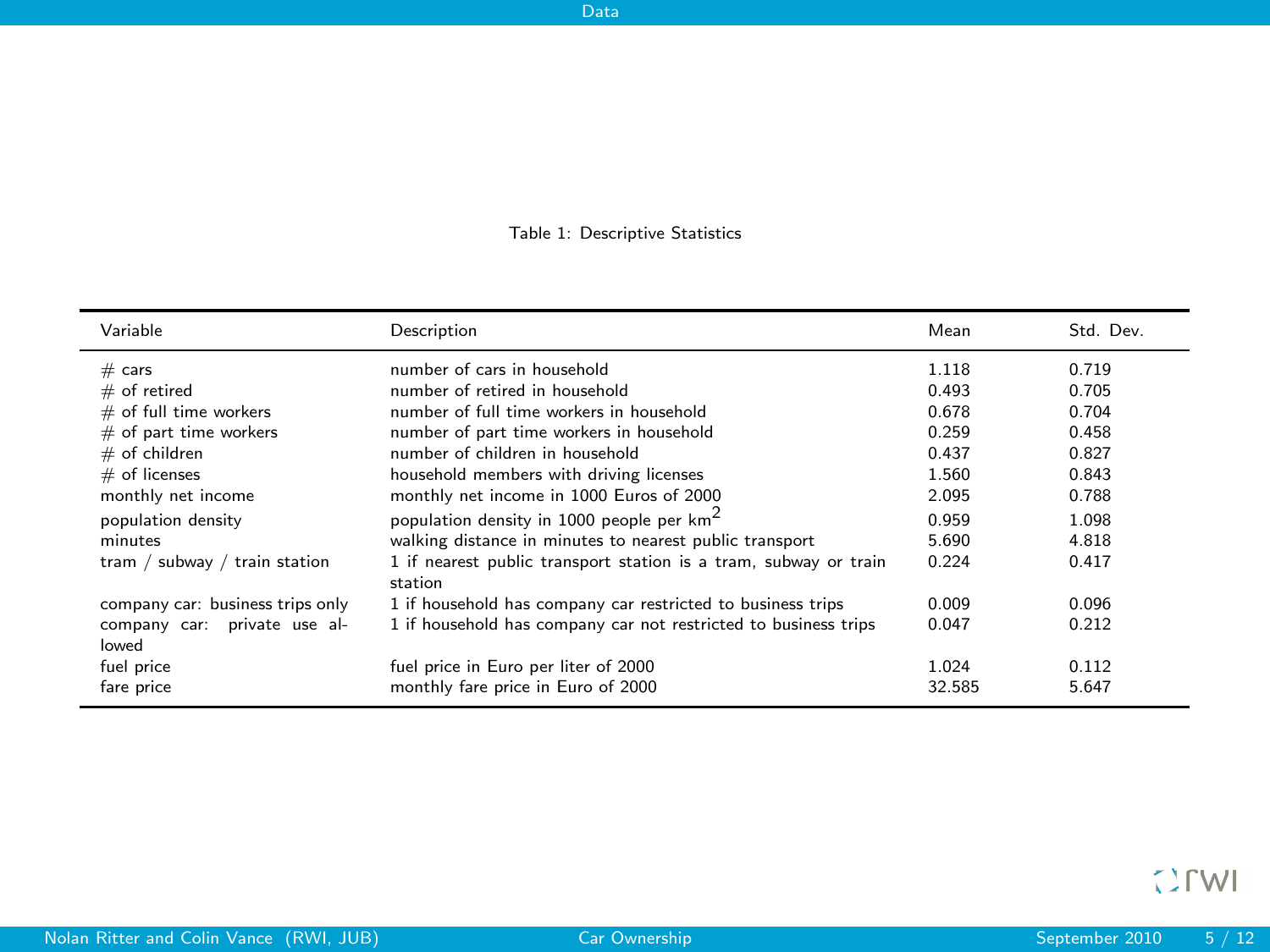Table 1: Descriptive Statistics

| Variable | Description | Mean | Std. Dev. |
|---|---|---|---|
| # cars | number of cars in household | 1.118 | 0.719 |
| # of retired | number of retired in household | 0.493 | 0.705 |
| # of full time workers | number of full time workers in household | 0.678 | 0.704 |
| # of part time workers | number of part time workers in household | 0.259 | 0.458 |
| # of children | number of children in household | 0.437 | 0.827 |
| # of licenses | household members with driving licenses | 1.560 | 0.843 |
| monthly net income | monthly net income in 1000 Euros of 2000 | 2.095 | 0.788 |
| population density | population density in 1000 people per $km^2$ | 0.959 | 1.098 |
| minutes | walking distance in minutes to nearest public transport | 5.690 | 4.818 |
| tram / subway / train station | 1 if nearest public transport station is a tram, subway or train station | 0.224 | 0.417 |
| company car: business trips only | 1 if household has company car restricted to business trips | 0.009 | 0.096 |
| company car: private use allowed | 1 if household has company car not restricted to business trips | 0.047 | 0.212 |
| fuel price | fuel price in Euro per liter of 2000 | 1.024 | 0.112 |
| fare price | monthly fare price in Euro of 2000 | 32.585 | 5.647 |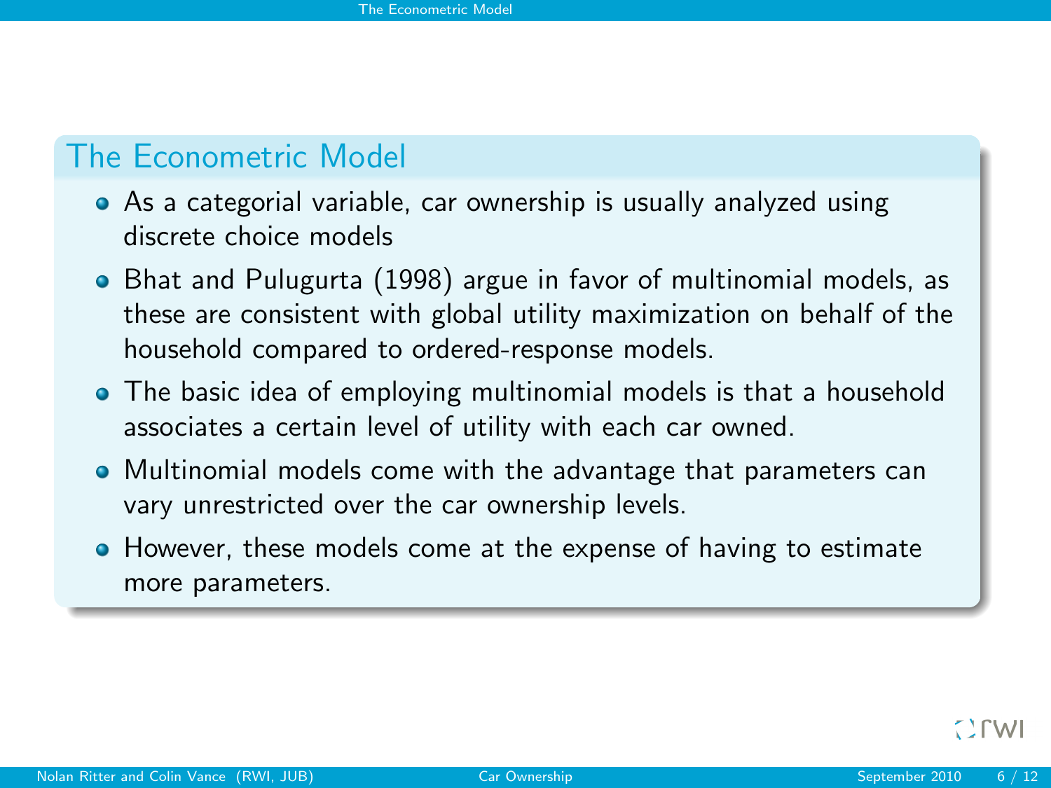## The Econometric Model

- As a categorial variable, car ownership is usually analyzed using discrete choice models
- Bhat and Pulugurta (1998) argue in favor of multinomial models, as these are consistent with global utility maximization on behalf of the household compared to ordered-response models.
- The basic idea of employing multinomial models is that a household associates a certain level of utility with each car owned.
- Multinomial models come with the advantage that parameters can vary unrestricted over the car ownership levels.
- However, these models come at the expense of having to estimate more parameters.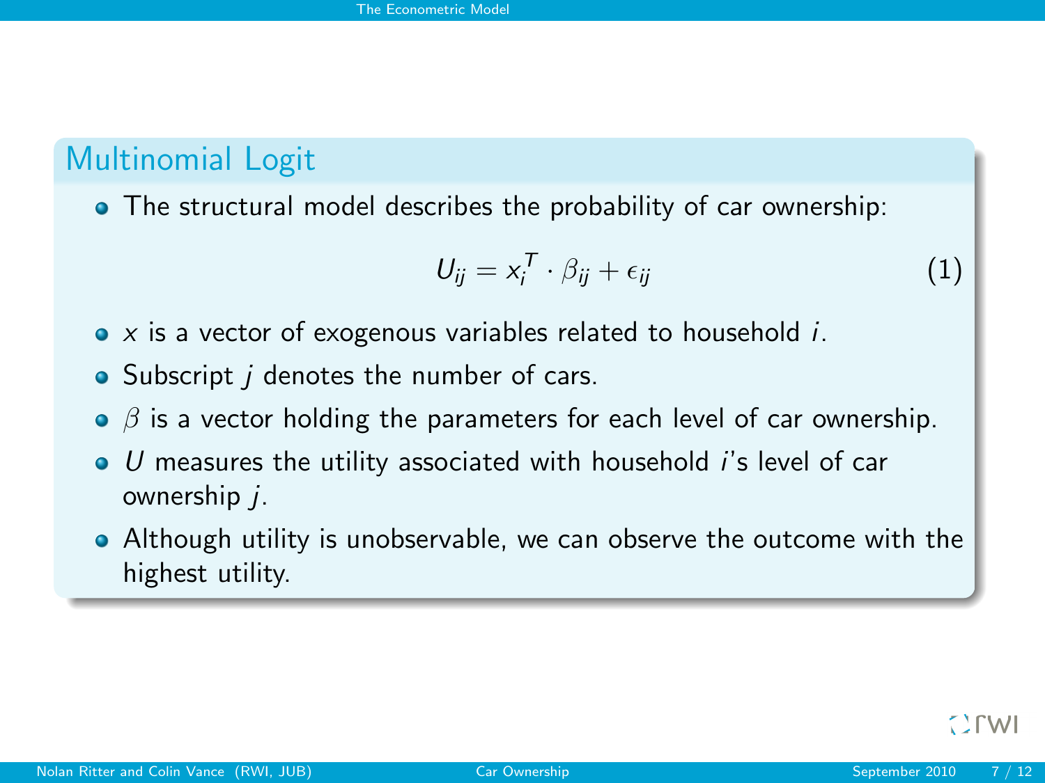## Multinomial Logit

- The structural model describes the probability of car ownership:

$$U_{ij} = x_i^T \cdot \beta_{ij} + \epsilon_{ij} \tag{1}$$

- $x$ is a vector of exogenous variables related to household $i$.
- Subscript $j$ denotes the number of cars.
- $\beta$ is a vector holding the parameters for each level of car ownership.
- $U$ measures the utility associated with household $i$'s level of car ownership $j$.
- Although utility is unobservable, we can observe the outcome with the highest utility.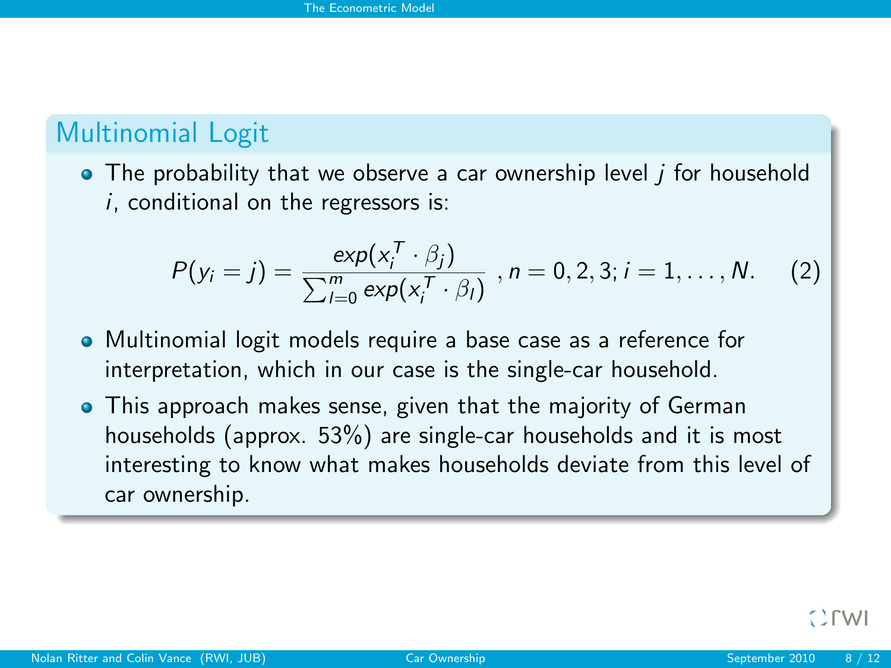## Multinomial Logit

- The probability that we observe a car ownership level $j$ for household $i$, conditional on the regressors is:

$$P(y_i = j) = \frac{exp(x_i^T \cdot \beta_j)}{\sum_{l=0}^{m} exp(x_i^T \cdot \beta_l)} \; , n = 0, 2, 3; i = 1, \ldots, N. \quad (2)$$

- Multinomial logit models require a base case as a reference for interpretation, which in our case is the single-car household.
- This approach makes sense, given that the majority of German households (approx. 53%) are single-car households and it is most interesting to know what makes households deviate from this level of car ownership.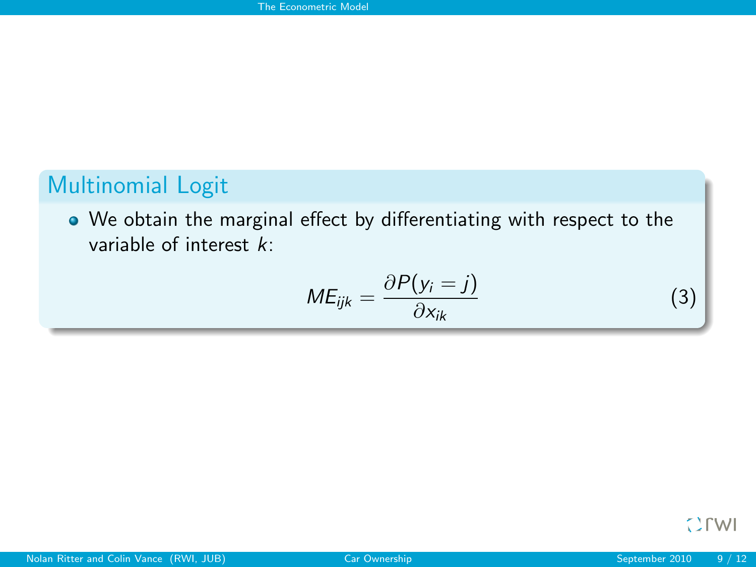## Multinomial Logit

- We obtain the marginal effect by differentiating with respect to the variable of interest $k$:

$$ME_{ijk} = \frac{\partial P(y_i = j)}{\partial x_{ik}} \tag{3}$$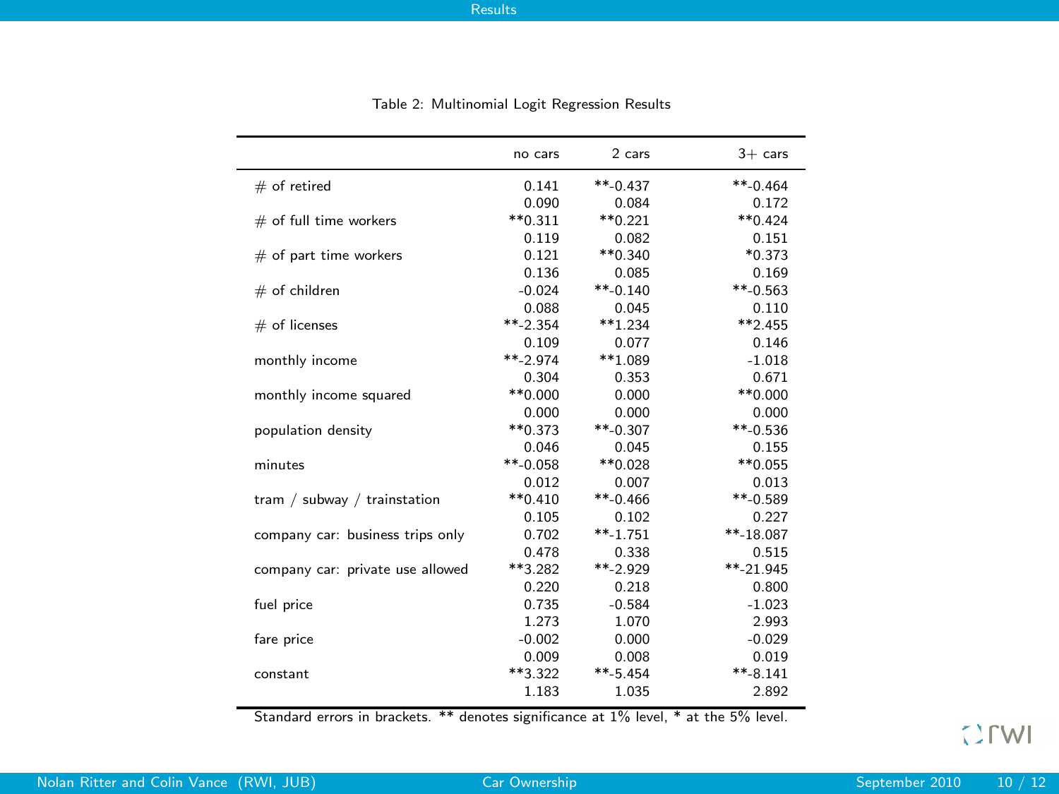Table 2: Multinomial Logit Regression Results

| | no cars | 2 cars | 3+ cars |
|---|---|---|---|
| # of retired | 0.141 | **-0.437 | **-0.464 |
| | 0.090 | 0.084 | 0.172 |
| # of full time workers | **0.311 | **0.221 | **0.424 |
| | 0.119 | 0.082 | 0.151 |
| # of part time workers | 0.121 | **0.340 | *0.373 |
| | 0.136 | 0.085 | 0.169 |
| # of children | -0.024 | **-0.140 | **-0.563 |
| | 0.088 | 0.045 | 0.110 |
| # of licenses | **-2.354 | **1.234 | **2.455 |
| | 0.109 | 0.077 | 0.146 |
| monthly income | **-2.974 | **1.089 | -1.018 |
| | 0.304 | 0.353 | 0.671 |
| monthly income squared | **0.000 | 0.000 | **0.000 |
| | 0.000 | 0.000 | 0.000 |
| population density | **0.373 | **-0.307 | **-0.536 |
| | 0.046 | 0.045 | 0.155 |
| minutes | **-0.058 | **0.028 | **0.055 |
| | 0.012 | 0.007 | 0.013 |
| tram / subway / trainstation | **0.410 | **-0.466 | **-0.589 |
| | 0.105 | 0.102 | 0.227 |
| company car: business trips only | 0.702 | **-1.751 | **-18.087 |
| | 0.478 | 0.338 | 0.515 |
| company car: private use allowed | **3.282 | **-2.929 | **-21.945 |
| | 0.220 | 0.218 | 0.800 |
| fuel price | 0.735 | -0.584 | -1.023 |
| | 1.273 | 1.070 | 2.993 |
| fare price | -0.002 | 0.000 | -0.029 |
| | 0.009 | 0.008 | 0.019 |
| constant | **3.322 | **-5.454 | **-8.141 |
| | 1.183 | 1.035 | 2.892 |

Standard errors in brackets. ** denotes significance at 1% level, * at the 5% level.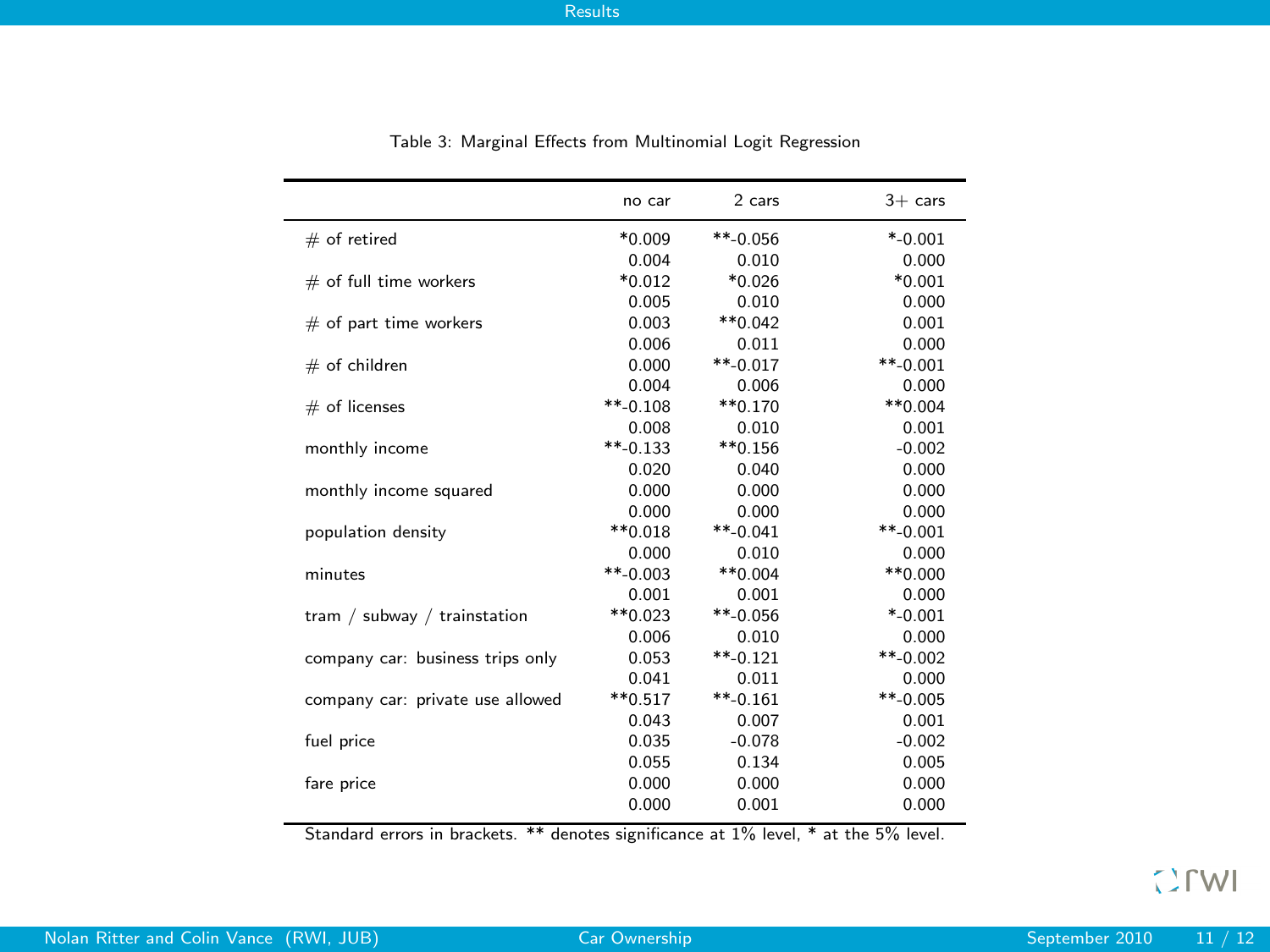Table 3: Marginal Effects from Multinomial Logit Regression

| | no car | 2 cars | 3+ cars |
|---|---|---|---|
| # of retired | *0.009 | **-0.056 | *-0.001 |
| | 0.004 | 0.010 | 0.000 |
| # of full time workers | *0.012 | *0.026 | *0.001 |
| | 0.005 | 0.010 | 0.000 |
| # of part time workers | 0.003 | **0.042 | 0.001 |
| | 0.006 | 0.011 | 0.000 |
| # of children | 0.000 | **-0.017 | **-0.001 |
| | 0.004 | 0.006 | 0.000 |
| # of licenses | **-0.108 | **0.170 | **0.004 |
| | 0.008 | 0.010 | 0.001 |
| monthly income | **-0.133 | **0.156 | -0.002 |
| | 0.020 | 0.040 | 0.000 |
| monthly income squared | 0.000 | 0.000 | 0.000 |
| | 0.000 | 0.000 | 0.000 |
| population density | **0.018 | **-0.041 | **-0.001 |
| | 0.000 | 0.010 | 0.000 |
| minutes | **-0.003 | **0.004 | **0.000 |
| | 0.001 | 0.001 | 0.000 |
| tram / subway / trainstation | **0.023 | **-0.056 | *-0.001 |
| | 0.006 | 0.010 | 0.000 |
| company car: business trips only | 0.053 | **-0.121 | **-0.002 |
| | 0.041 | 0.011 | 0.000 |
| company car: private use allowed | **0.517 | **-0.161 | **-0.005 |
| | 0.043 | 0.007 | 0.001 |
| fuel price | 0.035 | -0.078 | -0.002 |
| | 0.055 | 0.134 | 0.005 |
| fare price | 0.000 | 0.000 | 0.000 |
| | 0.000 | 0.001 | 0.000 |

Standard errors in brackets. ** denotes significance at 1% level, * at the 5% level.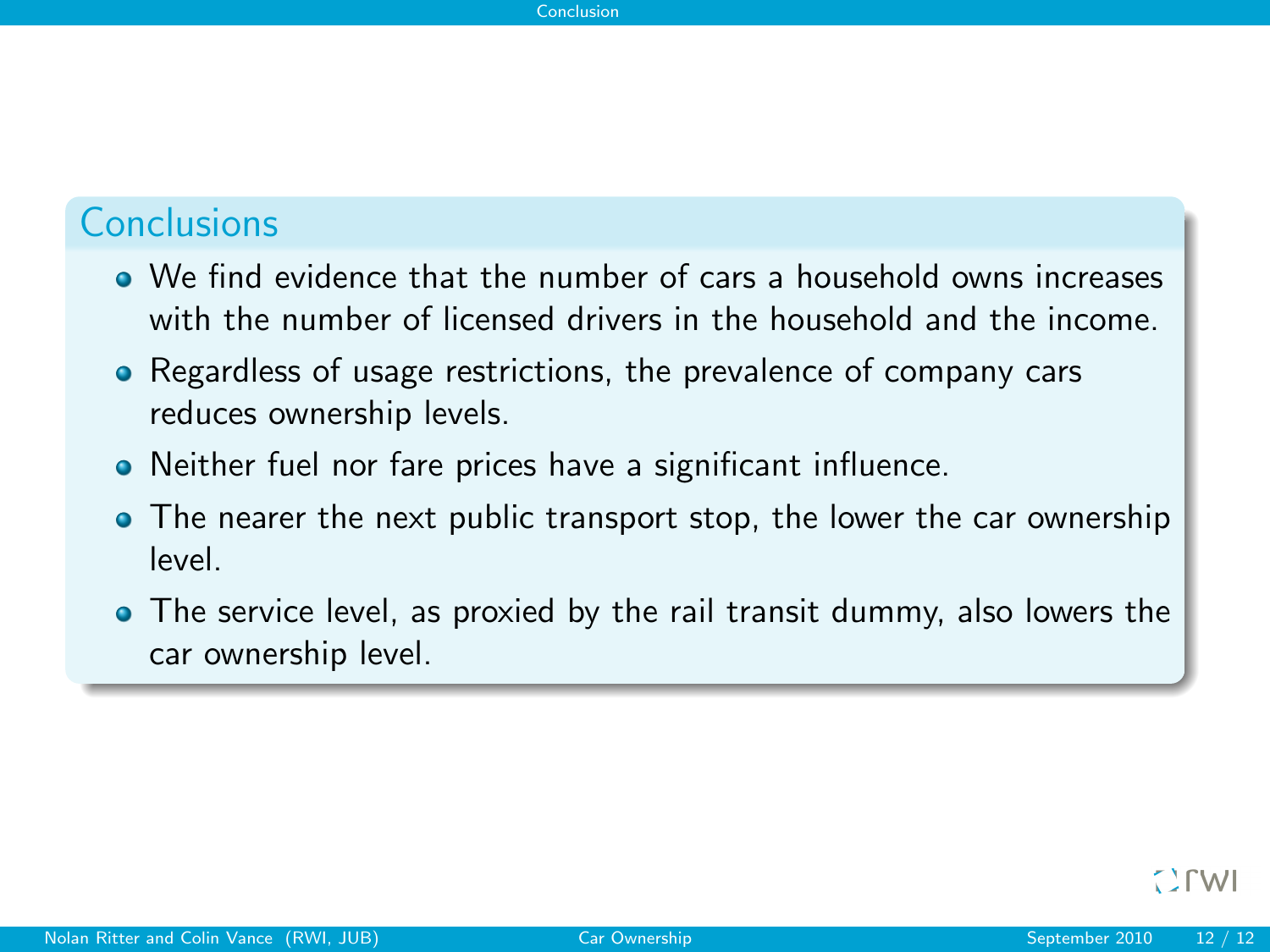## Conclusions

- We find evidence that the number of cars a household owns increases with the number of licensed drivers in the household and the income.
- Regardless of usage restrictions, the prevalence of company cars reduces ownership levels.
- Neither fuel nor fare prices have a significant influence.
- The nearer the next public transport stop, the lower the car ownership level.
- The service level, as proxied by the rail transit dummy, also lowers the car ownership level.